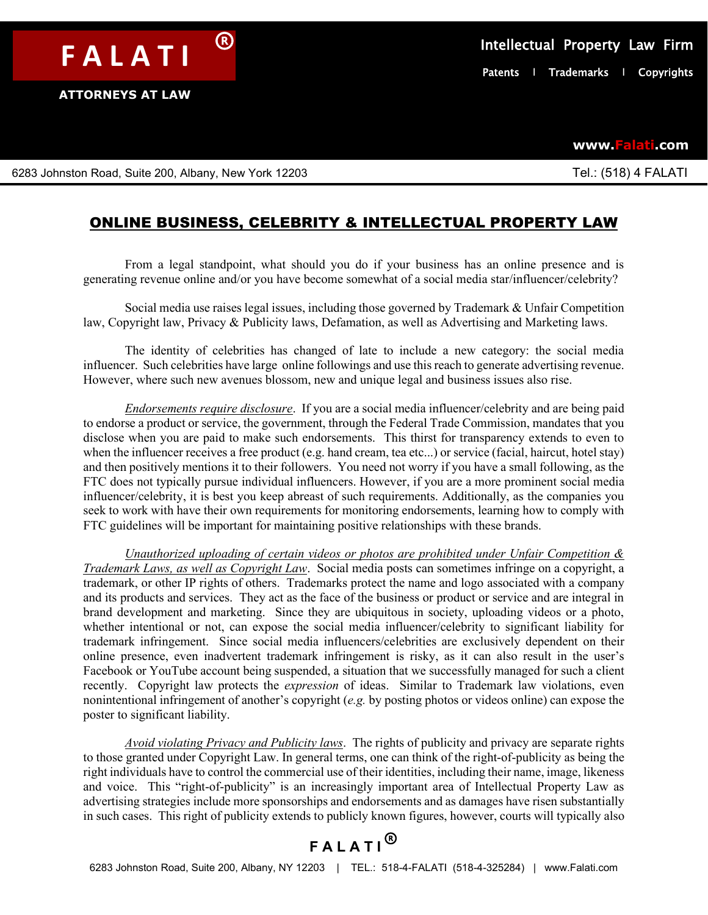**FALATI®**

**ATTORNEYS AT LAW**

Intellectual Property Law Firm

Patents | Trademarks | Copyrights

www.Falati.com

6283 Johnston Road, Suite 200, Albany, New York 12203 Tel.: (518) 4 FALATI

# ONLINE BUSINESS, CELEBRITY & INTELLECTUAL PROPERTY LAW

From a legal standpoint, what should you do if your business has an online presence and is generating revenue online and/or you have become somewhat of a social media star/influencer/celebrity?

Social media use raises legal issues, including those governed by Trademark & Unfair Competition law, Copyright law, Privacy & Publicity laws, Defamation, as well as Advertising and Marketing laws.

The identity of celebrities has changed of late to include a new category: the social media influencer. Such celebrities have large online followings and use this reach to generate advertising revenue. However, where such new avenues blossom, new and unique legal and business issues also rise.

*Endorsements require disclosure*. If you are a social media influencer/celebrity and are being paid to endorse a product or service, the government, through the Federal Trade Commission, mandates that you disclose when you are paid to make such endorsements. This thirst for transparency extends to even to when the influencer receives a free product (e.g. hand cream, tea etc...) or service (facial, haircut, hotel stay) and then positively mentions it to their followers. You need not worry if you have a small following, as the FTC does not typically pursue individual influencers. However, if you are a more prominent social media influencer/celebrity, it is best you keep abreast of such requirements. Additionally, as the companies you seek to work with have their own requirements for monitoring endorsements, learning how to comply with FTC guidelines will be important for maintaining positive relationships with these brands.

*Unauthorized uploading of certain videos or photos are prohibited under Unfair Competition & Trademark Laws, as well as Copyright Law*. Social media posts can sometimes infringe on a copyright, a trademark, or other IP rights of others. Trademarks protect the name and logo associated with a company and its products and services. They act as the face of the business or product or service and are integral in brand development and marketing. Since they are ubiquitous in society, uploading videos or a photo, whether intentional or not, can expose the social media influencer/celebrity to significant liability for trademark infringement. Since social media influencers/celebrities are exclusively dependent on their online presence, even inadvertent trademark infringement is risky, as it can also result in the user's Facebook or YouTube account being suspended, a situation that we successfully managed for such a client recently. Copyright law protects the *expression* of ideas. Similar to Trademark law violations, even nonintentional infringement of another's copyright (*e.g.* by posting photos or videos online) can expose the poster to significant liability.

*Avoid violating Privacy and Publicity laws*. The rights of publicity and privacy are separate rights to those granted under Copyright Law. In general terms, one can think of the right-of-publicity as being the right individuals have to control the commercial use of their identities, including their name, image, likeness and voice. This "right-of-publicity" is an increasingly important area of Intellectual Property Law as advertising strategies include more sponsorships and endorsements and as damages have risen substantially in such cases. This right of publicity extends to publicly known figures, however, courts will typically also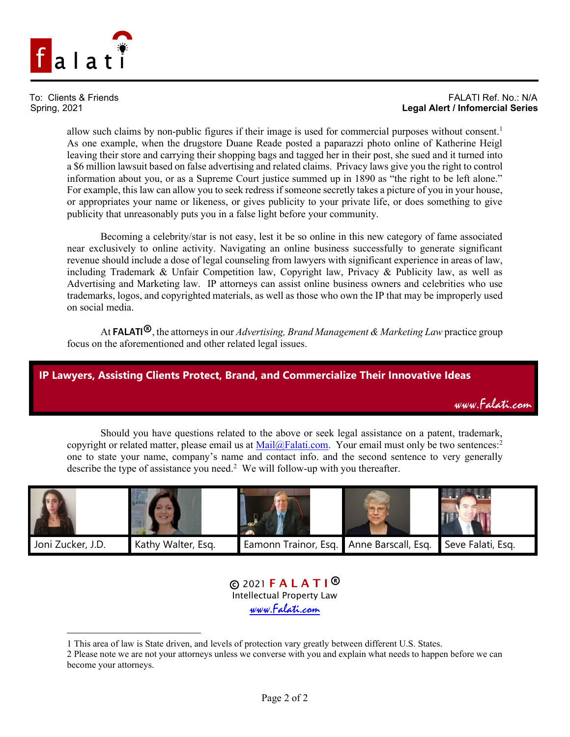To: Clients & Friends
Spring, 2021

FALATI Ref. No.: N/A
**Legal Alert / Infomercial Series**

allow such claims by non-public figures if their image is used for commercial purposes without consent.[1] As one example, when the drugstore Duane Reade posted a paparazzi photo online of Katherine Heigl leaving their store and carrying their shopping bags and tagged her in their post, she sued and it turned into a $6 million lawsuit based on false advertising and related claims. Privacy laws give you the right to control information about you, or as a Supreme Court justice summed up in 1890 as "the right to be left alone." For example, this law can allow you to seek redress if someone secretly takes a picture of you in your house, or appropriates your name or likeness, or gives publicity to your private life, or does something to give publicity that unreasonably puts you in a false light before your community.

Becoming a celebrity/star is not easy, lest it be so online in this new category of fame associated near exclusively to online activity. Navigating an online business successfully to generate significant revenue should include a dose of legal counseling from lawyers with significant experience in areas of law, including Trademark & Unfair Competition law, Copyright law, Privacy & Publicity law, as well as Advertising and Marketing law. IP attorneys can assist online business owners and celebrities who use trademarks, logos, and copyrighted materials, as well as those who own the IP that may be improperly used on social media.

At **FALATI®**, the attorneys in our *Advertising, Brand Management & Marketing Law* practice group focus on the aforementioned and other related legal issues.

**IP Lawyers, Assisting Clients Protect, Brand, and Commercialize Their Innovative Ideas**

www.Falati.com

Should you have questions related to the above or seek legal assistance on a patent, trademark, copyright or related matter, please email us at Mail@Falati.com. Your email must only be two sentences:[2] one to state your name, company's name and contact info. and the second sentence to very generally describe the type of assistance you need.[2] We will follow-up with you thereafter.

| | | | | |
|---|---|---|---|---|
| Joni Zucker, J.D. | Kathy Walter, Esq. | Eamonn Trainor, Esq. | Anne Barscall, Esq. | Seve Falati, Esq. |

© 2021 **FALATI®**
Intellectual Property Law
www.Falati.com

1 This area of law is State driven, and levels of protection vary greatly between different U.S. States.
2 Please note we are not your attorneys unless we converse with you and explain what needs to happen before we can become your attorneys.